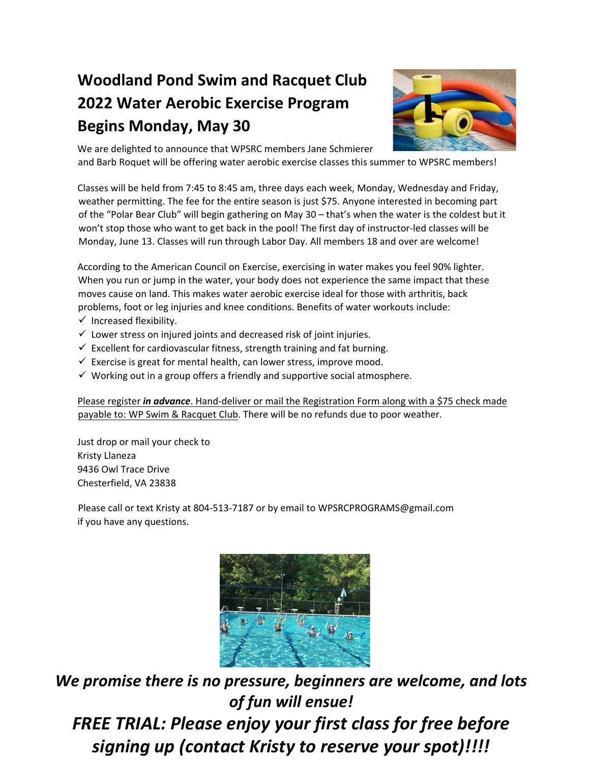# Woodland Pond Swim and Racquet Club 2022 Water Aerobic Exercise Program Begins Monday, May 30

We are delighted to announce that WPSRC members Jane Schmierer and Barb Roquet will be offering water aerobic exercise classes this summer to WPSRC members!

Classes will be held from 7:45 to 8:45 am, three days each week, Monday, Wednesday and Friday, weather permitting. The fee for the entire season is just $75. Anyone interested in becoming part of the "Polar Bear Club" will begin gathering on May 30 – that's when the water is the coldest but it won't stop those who want to get back in the pool! The first day of instructor-led classes will be Monday, June 13. Classes will run through Labor Day. All members 18 and over are welcome!

According to the American Council on Exercise, exercising in water makes you feel 90% lighter. When you run or jump in the water, your body does not experience the same impact that these moves cause on land. This makes water aerobic exercise ideal for those with arthritis, back problems, foot or leg injuries and knee conditions. Benefits of water workouts include:

- ✓ Increased flexibility.
- ✓ Lower stress on injured joints and decreased risk of joint injuries.
- ✓ Excellent for cardiovascular fitness, strength training and fat burning.
- ✓ Exercise is great for mental health, can lower stress, improve mood.
- ✓ Working out in a group offers a friendly and supportive social atmosphere.

Please register ***in advance***. Hand-deliver or mail the Registration Form along with a $75 check made payable to: WP Swim & Racquet Club. There will be no refunds due to poor weather.

Just drop or mail your check to
Kristy Llaneza
9436 Owl Trace Drive
Chesterfield, VA 23838

Please call or text Kristy at 804-513-7187 or by email to WPSRCPROGRAMS@gmail.com if you have any questions.

***We promise there is no pressure, beginners are welcome, and lots of fun will ensue!***

***FREE TRIAL: Please enjoy your first class for free before signing up (contact Kristy to reserve your spot)!!!!***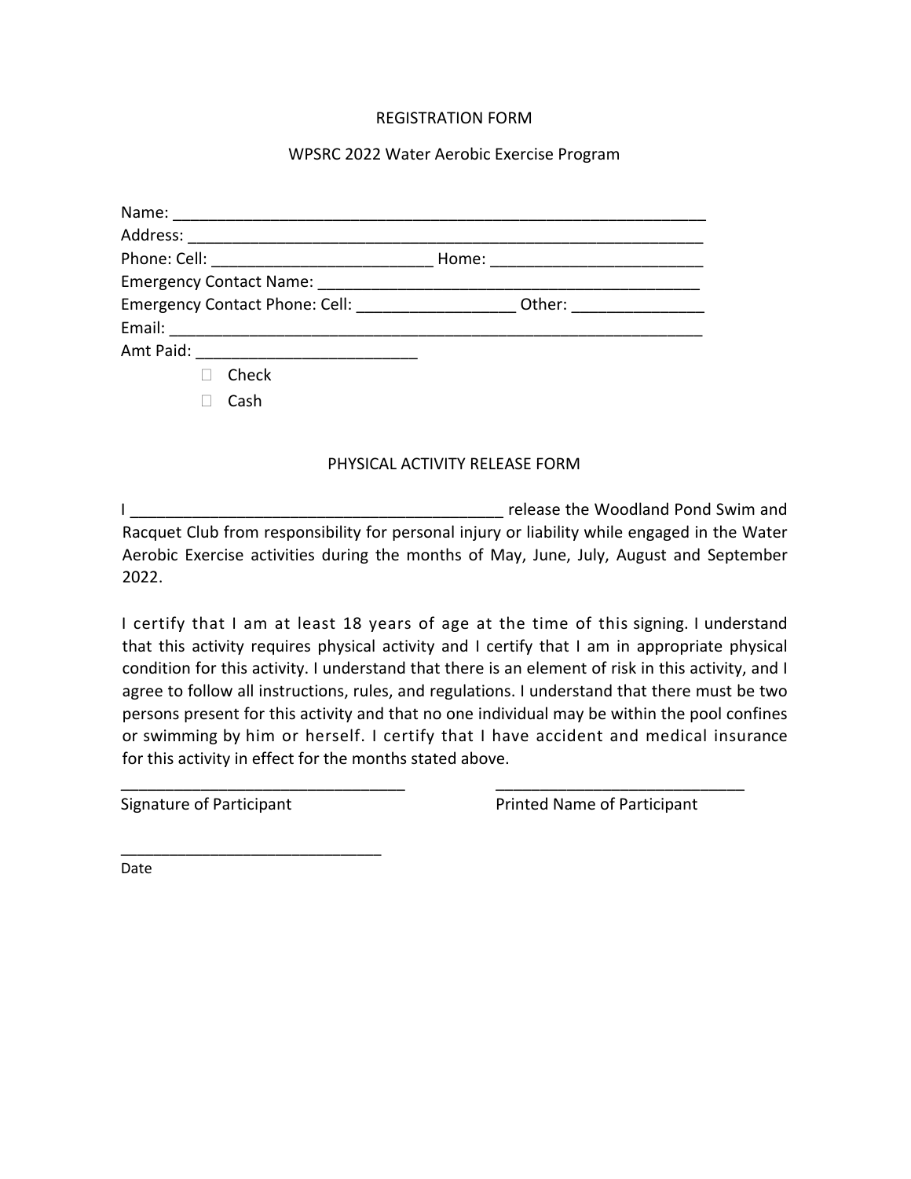REGISTRATION FORM

WPSRC 2022 Water Aerobic Exercise Program

Name: ____________________________________________________________

Address: __________________________________________________________

Phone: Cell: ________________________ Home: ________________________

Emergency Contact Name: __________________________________________

Emergency Contact Phone: Cell: _________________ Other: ______________

Email: ____________________________________________________________

Amt Paid: ________________________

- ☐ Check
- ☐ Cash

PHYSICAL ACTIVITY RELEASE FORM

I ________________________________________ release the Woodland Pond Swim and Racquet Club from responsibility for personal injury or liability while engaged in the Water Aerobic Exercise activities during the months of May, June, July, August and September 2022.

I certify that I am at least 18 years of age at the time of this signing. I understand that this activity requires physical activity and I certify that I am in appropriate physical condition for this activity. I understand that there is an element of risk in this activity, and I agree to follow all instructions, rules, and regulations. I understand that there must be two persons present for this activity and that no one individual may be within the pool confines or swimming by him or herself. I certify that I have accident and medical insurance for this activity in effect for the months stated above.

______________________________ Signature of Participant

______________________________ Printed Name of Participant

______________________________ Date